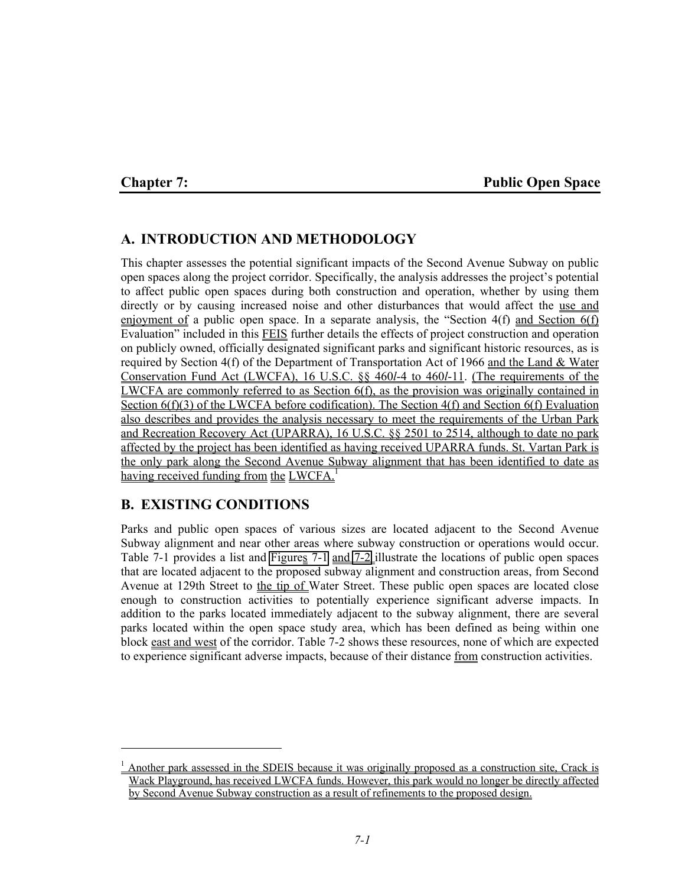# Chapter 7: Public Open Space

## A. INTRODUCTION AND METHODOLOGY

This chapter assesses the potential significant impacts of the Second Avenue Subway on public open spaces along the project corridor. Specifically, the analysis addresses the project's potential to affect public open spaces during both construction and operation, whether by using them directly or by causing increased noise and other disturbances that would affect the use and enjoyment of a public open space. In a separate analysis, the "Section 4(f) and Section 6(f) Evaluation" included in this FEIS further details the effects of project construction and operation on publicly owned, officially designated significant parks and significant historic resources, as is required by Section 4(f) of the Department of Transportation Act of 1966 and the Land & Water Conservation Fund Act (LWCFA), 16 U.S.C. §§ 460*l*-4 to 460*l*-11. (The requirements of the LWCFA are commonly referred to as Section 6(f), as the provision was originally contained in Section 6(f)(3) of the LWCFA before codification). The Section 4(f) and Section 6(f) Evaluation also describes and provides the analysis necessary to meet the requirements of the Urban Park and Recreation Recovery Act (UPARRA), 16 U.S.C. §§ 2501 to 2514, although to date no park affected by the project has been identified as having received UPARRA funds. St. Vartan Park is the only park along the Second Avenue Subway alignment that has been identified to date as having received funding from the LWCFA.[1]

## B. EXISTING CONDITIONS

Parks and public open spaces of various sizes are located adjacent to the Second Avenue Subway alignment and near other areas where subway construction or operations would occur. Table 7-1 provides a list and Figures 7-1 and 7-2 illustrate the locations of public open spaces that are located adjacent to the proposed subway alignment and construction areas, from Second Avenue at 129th Street to the tip of Water Street. These public open spaces are located close enough to construction activities to potentially experience significant adverse impacts. In addition to the parks located immediately adjacent to the subway alignment, there are several parks located within the open space study area, which has been defined as being within one block east and west of the corridor. Table 7-2 shows these resources, none of which are expected to experience significant adverse impacts, because of their distance from construction activities.

---

[1] Another park assessed in the SDEIS because it was originally proposed as a construction site, Crack is Wack Playground, has received LWCFA funds. However, this park would no longer be directly affected by Second Avenue Subway construction as a result of refinements to the proposed design.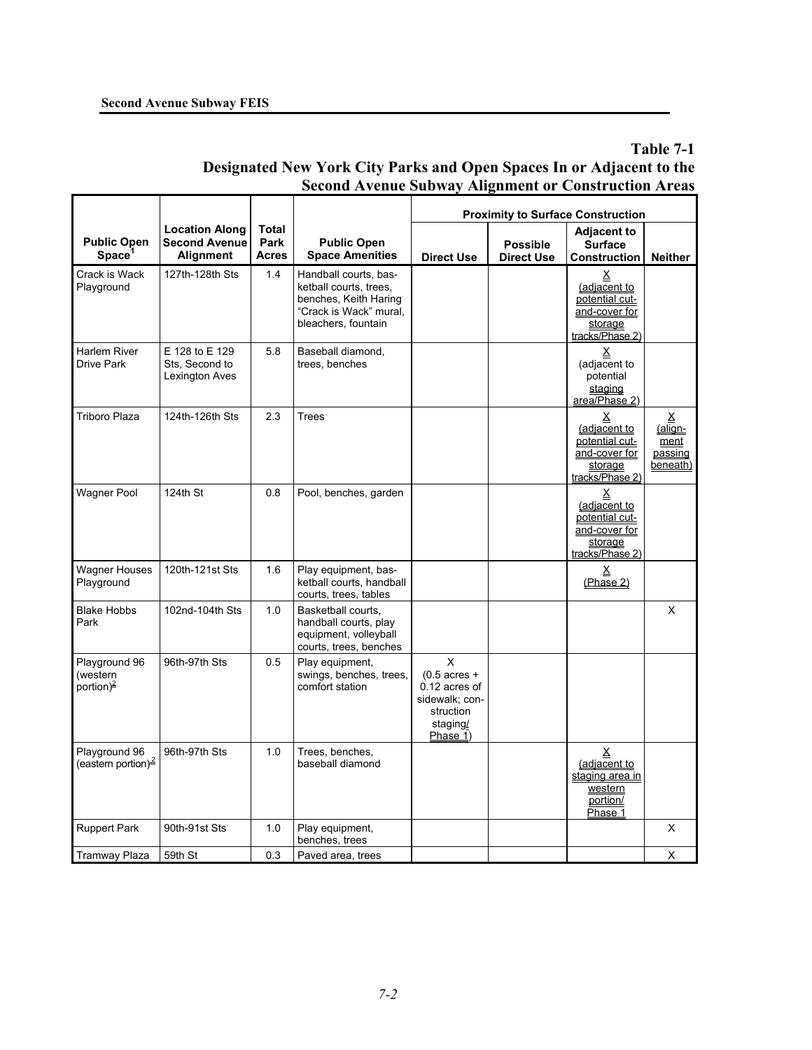## Table 7-1
## Designated New York City Parks and Open Spaces In or Adjacent to the Second Avenue Subway Alignment or Construction Areas

| Public Open Space[1] | Location Along Second Avenue Alignment | Total Park Acres | Public Open Space Amenities | Proximity to Surface Construction | | | |
|---|---|---|---|---|---|---|---|
| | | | | Direct Use | Possible Direct Use | Adjacent to Surface Construction | Neither |
| Crack is Wack Playground | 127th-128th Sts | 1.4 | Handball courts, basketball courts, trees, benches, Keith Haring "Crack is Wack" mural, bleachers, fountain | | | X (adjacent to potential cut-and-cover for storage tracks/Phase 2) | |
| Harlem River Drive Park | E 128 to E 129 Sts, Second to Lexington Aves | 5.8 | Baseball diamond, trees, benches | | | X (adjacent to potential staging area/Phase 2) | |
| Triboro Plaza | 124th-126th Sts | 2.3 | Trees | | | X (adjacent to potential cut-and-cover for storage tracks/Phase 2) | X (alignment passing beneath) |
| Wagner Pool | 124th St | 0.8 | Pool, benches, garden | | | X (adjacent to potential cut-and-cover for storage tracks/Phase 2) | |
| Wagner Houses Playground | 120th-121st Sts | 1.6 | Play equipment, basketball courts, handball courts, trees, tables | | | X (Phase 2) | |
| Blake Hobbs Park | 102nd-104th Sts | 1.0 | Basketball courts, handball courts, play equipment, volleyball courts, trees, benches | | | | X |
| Playground 96 (western portion)[2] | 96th-97th Sts | 0.5 | Play equipment, swings, benches, trees, comfort station | X (0.5 acres + 0.12 acres of sidewalk; construction staging/ Phase 1) | | | |
| Playground 96 (eastern portion)[2] | 96th-97th Sts | 1.0 | Trees, benches, baseball diamond | | | X (adjacent to staging area in western portion/ Phase 1 | |
| Ruppert Park | 90th-91st Sts | 1.0 | Play equipment, benches, trees | | | | X |
| Tramway Plaza | 59th St | 0.3 | Paved area, trees | | | | X |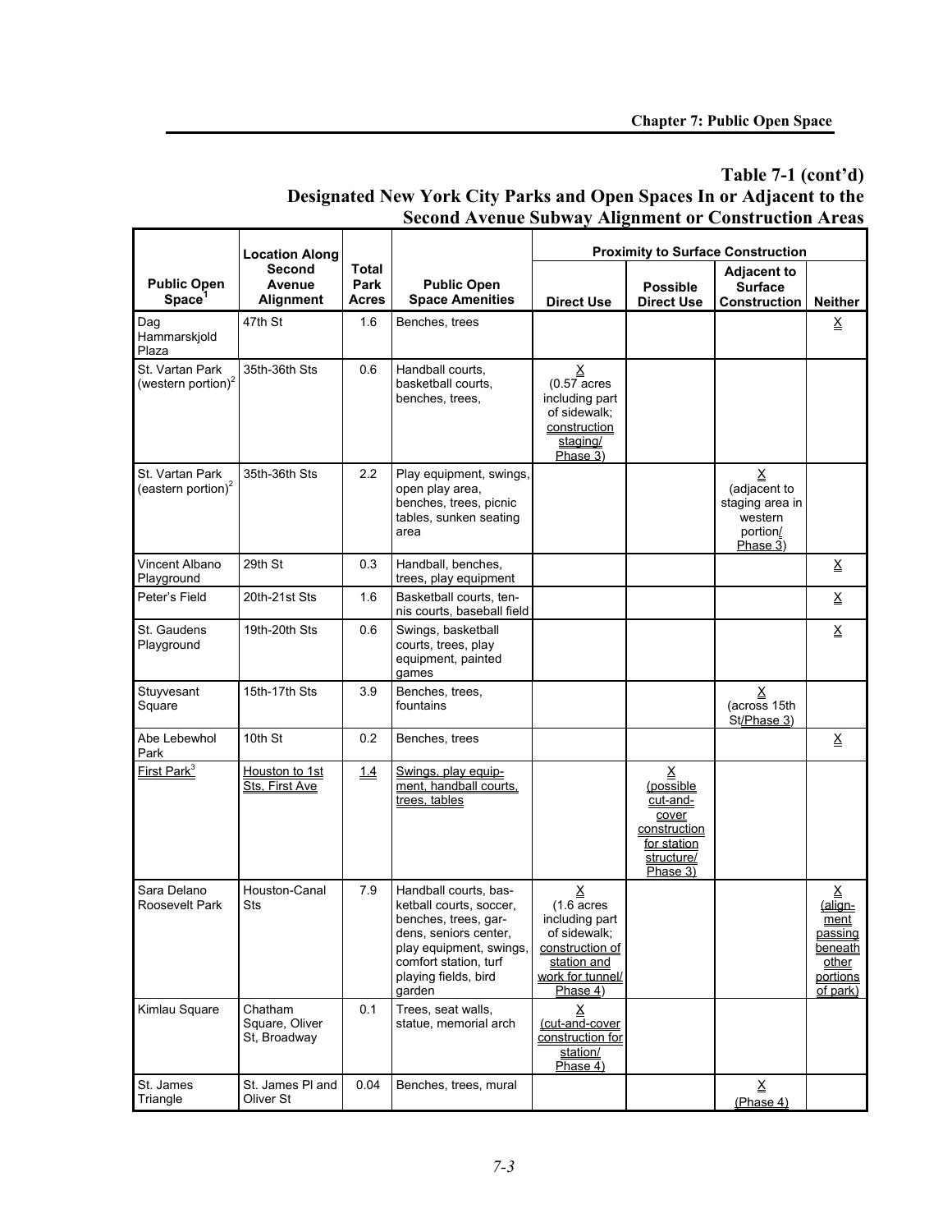**Table 7-1 (cont'd)**
**Designated New York City Parks and Open Spaces In or Adjacent to the Second Avenue Subway Alignment or Construction Areas**

| Public Open Space[1] | Location Along Second Avenue Alignment | Total Park Acres | Public Open Space Amenities | Proximity to Surface Construction | | | |
|---|---|---|---|---|---|---|---|
| | | | | Direct Use | Possible Direct Use | Adjacent to Surface Construction | Neither |
| Dag Hammarskjold Plaza | 47th St | 1.6 | Benches, trees | | | | X |
| St. Vartan Park (western portion)[2] | 35th-36th Sts | 0.6 | Handball courts, basketball courts, benches, trees, | X (0.57 acres including part of sidewalk; construction staging/ Phase 3) | | | |
| St. Vartan Park (eastern portion)[2] | 35th-36th Sts | 2.2 | Play equipment, swings, open play area, benches, trees, picnic tables, sunken seating area | | | X (adjacent to staging area in western portion/ Phase 3) | |
| Vincent Albano Playground | 29th St | 0.3 | Handball, benches, trees, play equipment | | | | X |
| Peter's Field | 20th-21st Sts | 1.6 | Basketball courts, tennis courts, baseball field | | | | X |
| St. Gaudens Playground | 19th-20th Sts | 0.6 | Swings, basketball courts, trees, play equipment, painted games | | | | X |
| Stuyvesant Square | 15th-17th Sts | 3.9 | Benches, trees, fountains | | | X (across 15th St/Phase 3) | |
| Abe Lebewhol Park | 10th St | 0.2 | Benches, trees | | | | X |
| First Park[3] | Houston to 1st Sts, First Ave | 1.4 | Swings, play equipment, handball courts, trees, tables | | X (possible cut-and-cover construction for station structure/ Phase 3) | | |
| Sara Delano Roosevelt Park | Houston-Canal Sts | 7.9 | Handball courts, basketball courts, soccer, benches, trees, gardens, seniors center, play equipment, swings, comfort station, turf playing fields, bird garden | X (1.6 acres including part of sidewalk; construction of station and work for tunnel/ Phase 4) | | | X (alignment passing beneath other portions of park) |
| Kimlau Square | Chatham Square, Oliver St, Broadway | 0.1 | Trees, seat walls, statue, memorial arch | X (cut-and-cover construction for station/ Phase 4) | | | |
| St. James Triangle | St. James Pl and Oliver St | 0.04 | Benches, trees, mural | | | X (Phase 4) | |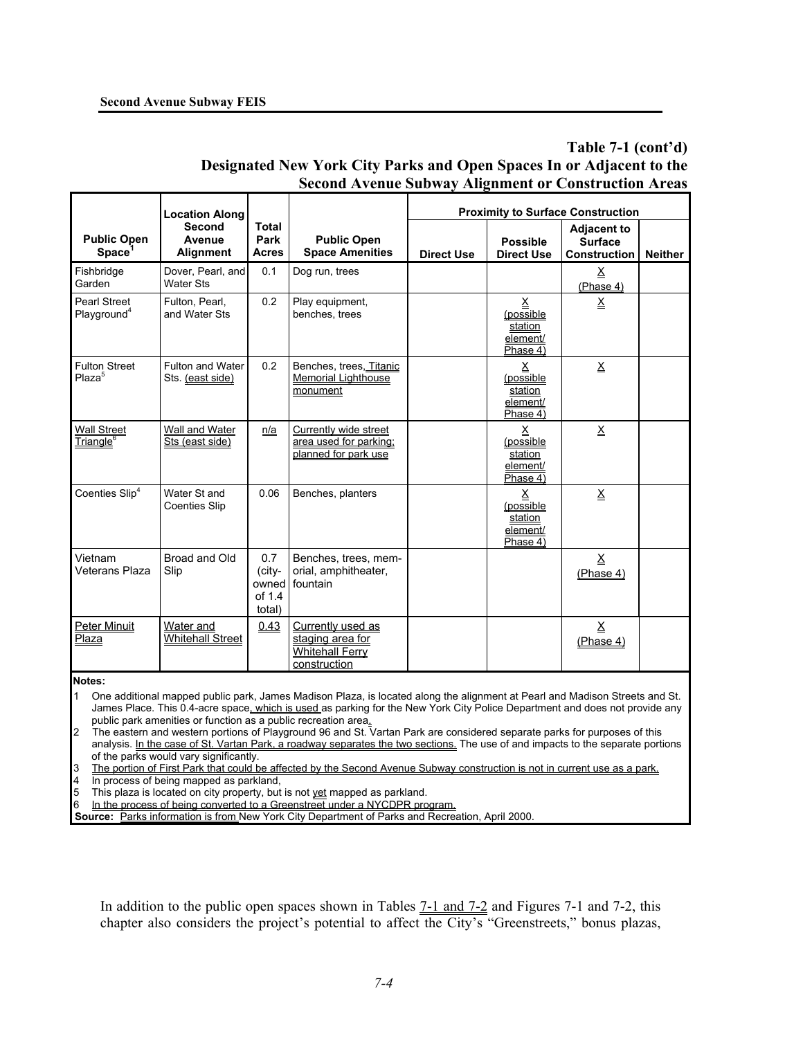**Table 7-1 (cont'd)**
**Designated New York City Parks and Open Spaces In or Adjacent to the Second Avenue Subway Alignment or Construction Areas**

| Public Open Space[1] | Location Along Second Avenue Alignment | Total Park Acres | Public Open Space Amenities | Proximity to Surface Construction | | | |
|---|---|---|---|---|---|---|---|
| | | | | Direct Use | Possible Direct Use | Adjacent to Surface Construction | Neither |
| Fishbridge Garden | Dover, Pearl, and Water Sts | 0.1 | Dog run, trees | | | X (Phase 4) | |
| Pearl Street Playground[4] | Fulton, Pearl, and Water Sts | 0.2 | Play equipment, benches, trees | | X (possible station element/ Phase 4) | X | |
| Fulton Street Plaza[5] | Fulton and Water Sts. (east side) | 0.2 | Benches, trees, Titanic Memorial Lighthouse monument | | X (possible station element/ Phase 4) | X | |
| Wall Street Triangle[6] | Wall and Water Sts (east side) | n/a | Currently wide street area used for parking; planned for park use | | X (possible station element/ Phase 4) | X | |
| Coenties Slip[4] | Water St and Coenties Slip | 0.06 | Benches, planters | | X (possible station element/ Phase 4) | X | |
| Vietnam Veterans Plaza | Broad and Old Slip | 0.7 (city-owned of 1.4 total) | Benches, trees, memorial, amphitheater, fountain | | | X (Phase 4) | |
| Peter Minuit Plaza | Water and Whitehall Street | 0.43 | Currently used as staging area for Whitehall Ferry construction | | | X (Phase 4) | |

**Notes:**

1 One additional mapped public park, James Madison Plaza, is located along the alignment at Pearl and Madison Streets and St. James Place. This 0.4-acre space, which is used as parking for the New York City Police Department and does not provide any public park amenities or function as a public recreation area.

2 The eastern and western portions of Playground 96 and St. Vartan Park are considered separate parks for purposes of this analysis. In the case of St. Vartan Park, a roadway separates the two sections. The use of and impacts to the separate portions of the parks would vary significantly.

3 The portion of First Park that could be affected by the Second Avenue Subway construction is not in current use as a park.

4 In process of being mapped as parkland,

5 This plaza is located on city property, but is not yet mapped as parkland.

6 In the process of being converted to a Greenstreet under a NYCDPR program.

**Source:** Parks information is from New York City Department of Parks and Recreation, April 2000.

In addition to the public open spaces shown in Tables 7-1 and 7-2 and Figures 7-1 and 7-2, this chapter also considers the project's potential to affect the City's "Greenstreets," bonus plazas,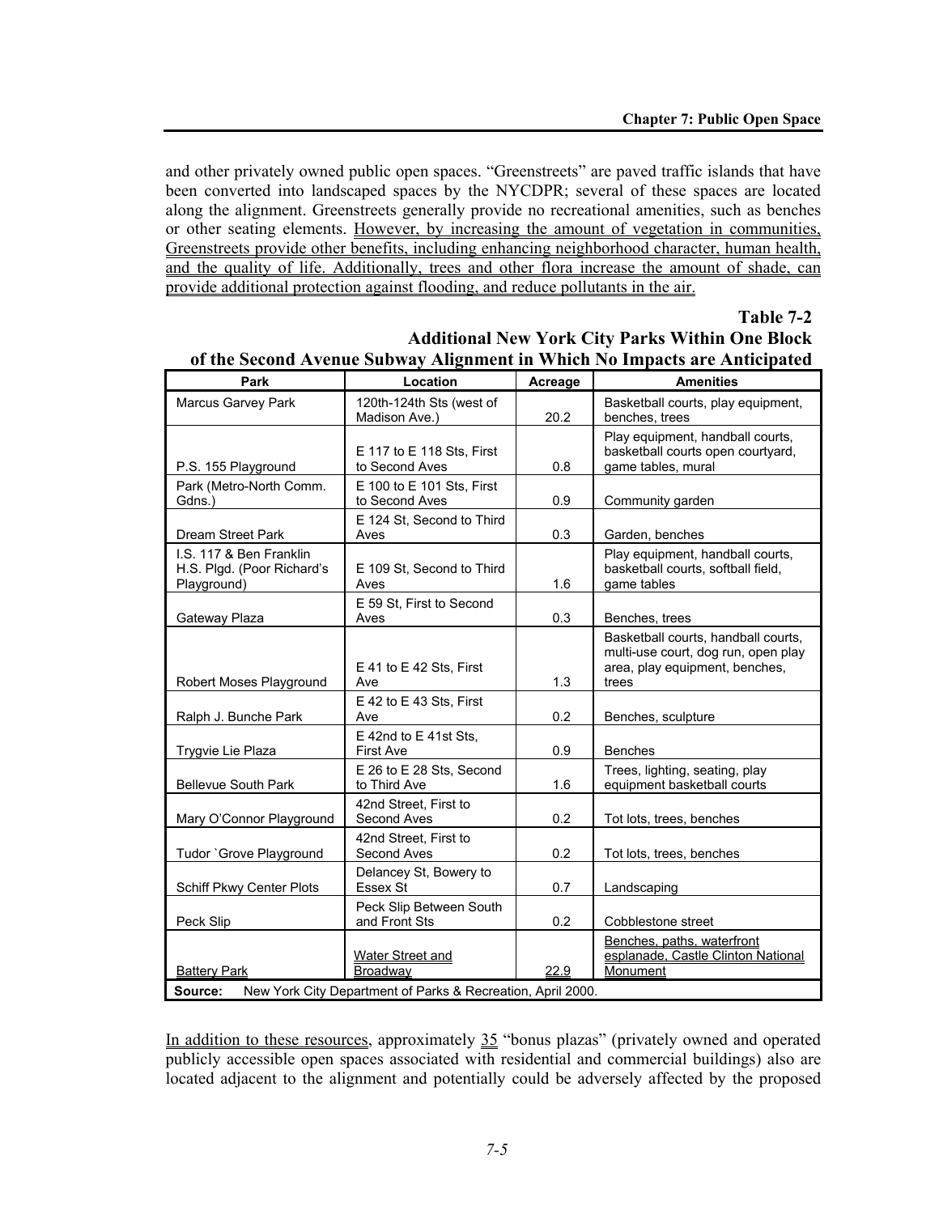and other privately owned public open spaces. "Greenstreets" are paved traffic islands that have been converted into landscaped spaces by the NYCDPR; several of these spaces are located along the alignment. Greenstreets generally provide no recreational amenities, such as benches or other seating elements. However, by increasing the amount of vegetation in communities, Greenstreets provide other benefits, including enhancing neighborhood character, human health, and the quality of life. Additionally, trees and other flora increase the amount of shade, can provide additional protection against flooding, and reduce pollutants in the air.

**Table 7-2**
**Additional New York City Parks Within One Block of the Second Avenue Subway Alignment in Which No Impacts are Anticipated**

| Park | Location | Acreage | Amenities |
|---|---|---|---|
| Marcus Garvey Park | 120th-124th Sts (west of Madison Ave.) | 20.2 | Basketball courts, play equipment, benches, trees |
| P.S. 155 Playground | E 117 to E 118 Sts, First to Second Aves | 0.8 | Play equipment, handball courts, basketball courts open courtyard, game tables, mural |
| Park (Metro-North Comm. Gdns.) | E 100 to E 101 Sts, First to Second Aves | 0.9 | Community garden |
| Dream Street Park | E 124 St, Second to Third Aves | 0.3 | Garden, benches |
| I.S. 117 & Ben Franklin H.S. Plgd. (Poor Richard's Playground) | E 109 St, Second to Third Aves | 1.6 | Play equipment, handball courts, basketball courts, softball field, game tables |
| Gateway Plaza | E 59 St, First to Second Aves | 0.3 | Benches, trees |
| Robert Moses Playground | E 41 to E 42 Sts, First Ave | 1.3 | Basketball courts, handball courts, multi-use court, dog run, open play area, play equipment, benches, trees |
| Ralph J. Bunche Park | E 42 to E 43 Sts, First Ave | 0.2 | Benches, sculpture |
| Trygvie Lie Plaza | E 42nd to E 41st Sts, First Ave | 0.9 | Benches |
| Bellevue South Park | E 26 to E 28 Sts, Second to Third Ave | 1.6 | Trees, lighting, seating, play equipment basketball courts |
| Mary O'Connor Playground | 42nd Street, First to Second Aves | 0.2 | Tot lots, trees, benches |
| Tudor `Grove Playground | 42nd Street, First to Second Aves | 0.2 | Tot lots, trees, benches |
| Schiff Pkwy Center Plots | Delancey St, Bowery to Essex St | 0.7 | Landscaping |
| Peck Slip | Peck Slip Between South and Front Sts | 0.2 | Cobblestone street |
| Battery Park | Water Street and Broadway | 22.9 | Benches, paths, waterfront esplanade, Castle Clinton National Monument |
| **Source:** New York City Department of Parks & Recreation, April 2000. | | | |

In addition to these resources, approximately 35 "bonus plazas" (privately owned and operated publicly accessible open spaces associated with residential and commercial buildings) also are located adjacent to the alignment and potentially could be adversely affected by the proposed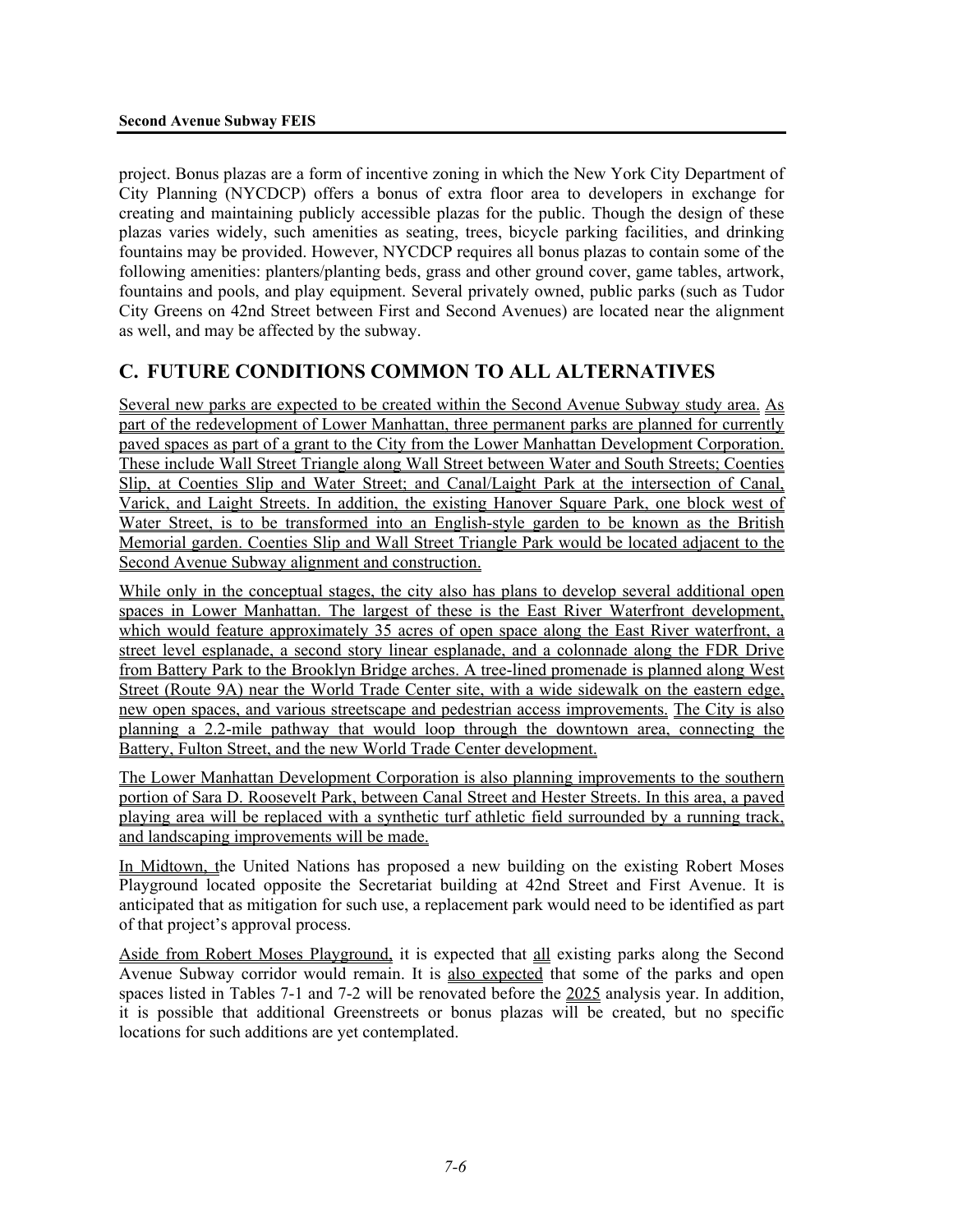project. Bonus plazas are a form of incentive zoning in which the New York City Department of City Planning (NYCDCP) offers a bonus of extra floor area to developers in exchange for creating and maintaining publicly accessible plazas for the public. Though the design of these plazas varies widely, such amenities as seating, trees, bicycle parking facilities, and drinking fountains may be provided. However, NYCDCP requires all bonus plazas to contain some of the following amenities: planters/planting beds, grass and other ground cover, game tables, artwork, fountains and pools, and play equipment. Several privately owned, public parks (such as Tudor City Greens on 42nd Street between First and Second Avenues) are located near the alignment as well, and may be affected by the subway.

## C. FUTURE CONDITIONS COMMON TO ALL ALTERNATIVES

Several new parks are expected to be created within the Second Avenue Subway study area. As part of the redevelopment of Lower Manhattan, three permanent parks are planned for currently paved spaces as part of a grant to the City from the Lower Manhattan Development Corporation. These include Wall Street Triangle along Wall Street between Water and South Streets; Coenties Slip, at Coenties Slip and Water Street; and Canal/Laight Park at the intersection of Canal, Varick, and Laight Streets. In addition, the existing Hanover Square Park, one block west of Water Street, is to be transformed into an English-style garden to be known as the British Memorial garden. Coenties Slip and Wall Street Triangle Park would be located adjacent to the Second Avenue Subway alignment and construction.

While only in the conceptual stages, the city also has plans to develop several additional open spaces in Lower Manhattan. The largest of these is the East River Waterfront development, which would feature approximately 35 acres of open space along the East River waterfront, a street level esplanade, a second story linear esplanade, and a colonnade along the FDR Drive from Battery Park to the Brooklyn Bridge arches. A tree-lined promenade is planned along West Street (Route 9A) near the World Trade Center site, with a wide sidewalk on the eastern edge, new open spaces, and various streetscape and pedestrian access improvements. The City is also planning a 2.2-mile pathway that would loop through the downtown area, connecting the Battery, Fulton Street, and the new World Trade Center development.

The Lower Manhattan Development Corporation is also planning improvements to the southern portion of Sara D. Roosevelt Park, between Canal Street and Hester Streets. In this area, a paved playing area will be replaced with a synthetic turf athletic field surrounded by a running track, and landscaping improvements will be made.

In Midtown, the United Nations has proposed a new building on the existing Robert Moses Playground located opposite the Secretariat building at 42nd Street and First Avenue. It is anticipated that as mitigation for such use, a replacement park would need to be identified as part of that project's approval process.

Aside from Robert Moses Playground, it is expected that all existing parks along the Second Avenue Subway corridor would remain. It is also expected that some of the parks and open spaces listed in Tables 7-1 and 7-2 will be renovated before the 2025 analysis year. In addition, it is possible that additional Greenstreets or bonus plazas will be created, but no specific locations for such additions are yet contemplated.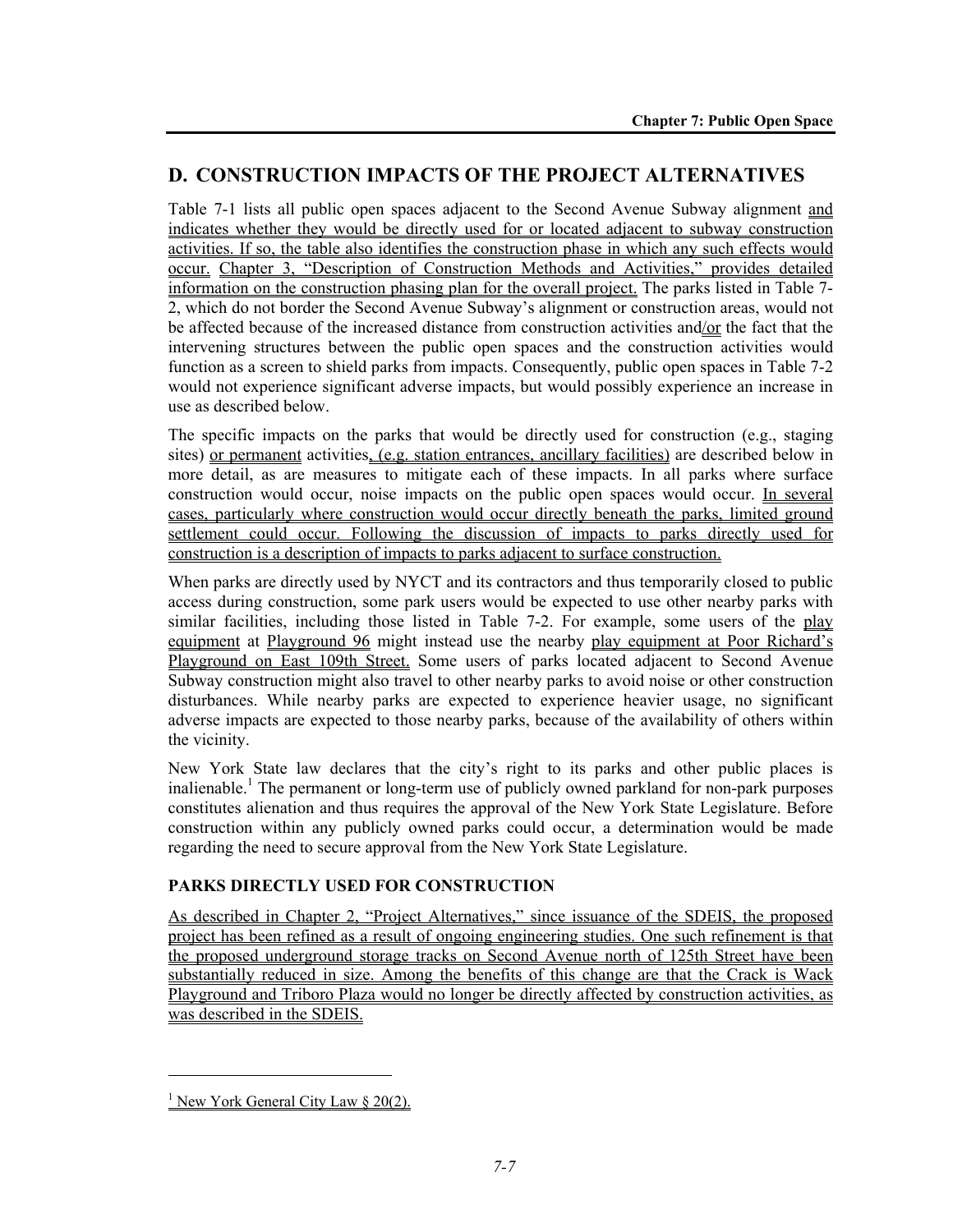## D. CONSTRUCTION IMPACTS OF THE PROJECT ALTERNATIVES

Table 7-1 lists all public open spaces adjacent to the Second Avenue Subway alignment and indicates whether they would be directly used for or located adjacent to subway construction activities. If so, the table also identifies the construction phase in which any such effects would occur. Chapter 3, "Description of Construction Methods and Activities," provides detailed information on the construction phasing plan for the overall project. The parks listed in Table 7-2, which do not border the Second Avenue Subway's alignment or construction areas, would not be affected because of the increased distance from construction activities and/or the fact that the intervening structures between the public open spaces and the construction activities would function as a screen to shield parks from impacts. Consequently, public open spaces in Table 7-2 would not experience significant adverse impacts, but would possibly experience an increase in use as described below.

The specific impacts on the parks that would be directly used for construction (e.g., staging sites) or permanent activities, (e.g. station entrances, ancillary facilities) are described below in more detail, as are measures to mitigate each of these impacts. In all parks where surface construction would occur, noise impacts on the public open spaces would occur. In several cases, particularly where construction would occur directly beneath the parks, limited ground settlement could occur. Following the discussion of impacts to parks directly used for construction is a description of impacts to parks adjacent to surface construction.

When parks are directly used by NYCT and its contractors and thus temporarily closed to public access during construction, some park users would be expected to use other nearby parks with similar facilities, including those listed in Table 7-2. For example, some users of the play equipment at Playground 96 might instead use the nearby play equipment at Poor Richard's Playground on East 109th Street. Some users of parks located adjacent to Second Avenue Subway construction might also travel to other nearby parks to avoid noise or other construction disturbances. While nearby parks are expected to experience heavier usage, no significant adverse impacts are expected to those nearby parks, because of the availability of others within the vicinity.

New York State law declares that the city's right to its parks and other public places is inalienable.[1] The permanent or long-term use of publicly owned parkland for non-park purposes constitutes alienation and thus requires the approval of the New York State Legislature. Before construction within any publicly owned parks could occur, a determination would be made regarding the need to secure approval from the New York State Legislature.

### PARKS DIRECTLY USED FOR CONSTRUCTION

As described in Chapter 2, "Project Alternatives," since issuance of the SDEIS, the proposed project has been refined as a result of ongoing engineering studies. One such refinement is that the proposed underground storage tracks on Second Avenue north of 125th Street have been substantially reduced in size. Among the benefits of this change are that the Crack is Wack Playground and Triboro Plaza would no longer be directly affected by construction activities, as was described in the SDEIS.

---

[1] New York General City Law § 20(2).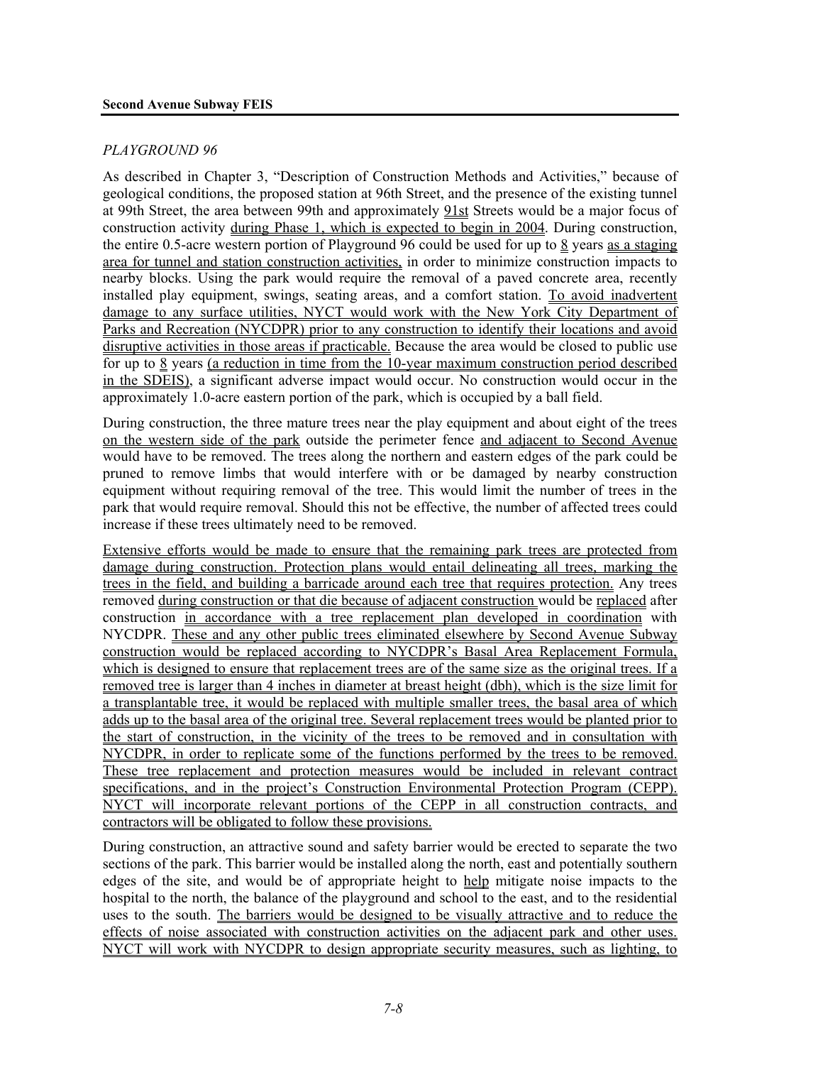*PLAYGROUND 96*

As described in Chapter 3, "Description of Construction Methods and Activities," because of geological conditions, the proposed station at 96th Street, and the presence of the existing tunnel at 99th Street, the area between 99th and approximately 91st Streets would be a major focus of construction activity during Phase 1, which is expected to begin in 2004. During construction, the entire 0.5-acre western portion of Playground 96 could be used for up to 8 years as a staging area for tunnel and station construction activities, in order to minimize construction impacts to nearby blocks. Using the park would require the removal of a paved concrete area, recently installed play equipment, swings, seating areas, and a comfort station. To avoid inadvertent damage to any surface utilities, NYCT would work with the New York City Department of Parks and Recreation (NYCDPR) prior to any construction to identify their locations and avoid disruptive activities in those areas if practicable. Because the area would be closed to public use for up to 8 years (a reduction in time from the 10-year maximum construction period described in the SDEIS), a significant adverse impact would occur. No construction would occur in the approximately 1.0-acre eastern portion of the park, which is occupied by a ball field.

During construction, the three mature trees near the play equipment and about eight of the trees on the western side of the park outside the perimeter fence and adjacent to Second Avenue would have to be removed. The trees along the northern and eastern edges of the park could be pruned to remove limbs that would interfere with or be damaged by nearby construction equipment without requiring removal of the tree. This would limit the number of trees in the park that would require removal. Should this not be effective, the number of affected trees could increase if these trees ultimately need to be removed.

Extensive efforts would be made to ensure that the remaining park trees are protected from damage during construction. Protection plans would entail delineating all trees, marking the trees in the field, and building a barricade around each tree that requires protection. Any trees removed during construction or that die because of adjacent construction would be replaced after construction in accordance with a tree replacement plan developed in coordination with NYCDPR. These and any other public trees eliminated elsewhere by Second Avenue Subway construction would be replaced according to NYCDPR's Basal Area Replacement Formula, which is designed to ensure that replacement trees are of the same size as the original trees. If a removed tree is larger than 4 inches in diameter at breast height (dbh), which is the size limit for a transplantable tree, it would be replaced with multiple smaller trees, the basal area of which adds up to the basal area of the original tree. Several replacement trees would be planted prior to the start of construction, in the vicinity of the trees to be removed and in consultation with NYCDPR, in order to replicate some of the functions performed by the trees to be removed. These tree replacement and protection measures would be included in relevant contract specifications, and in the project's Construction Environmental Protection Program (CEPP). NYCT will incorporate relevant portions of the CEPP in all construction contracts, and contractors will be obligated to follow these provisions.

During construction, an attractive sound and safety barrier would be erected to separate the two sections of the park. This barrier would be installed along the north, east and potentially southern edges of the site, and would be of appropriate height to help mitigate noise impacts to the hospital to the north, the balance of the playground and school to the east, and to the residential uses to the south. The barriers would be designed to be visually attractive and to reduce the effects of noise associated with construction activities on the adjacent park and other uses. NYCT will work with NYCDPR to design appropriate security measures, such as lighting, to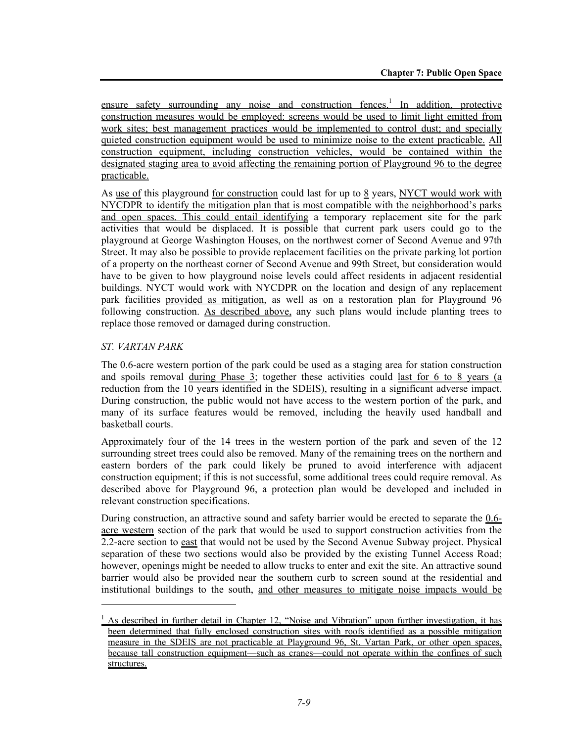ensure safety surrounding any noise and construction fences.[1] In addition, protective construction measures would be employed: screens would be used to limit light emitted from work sites; best management practices would be implemented to control dust; and specially quieted construction equipment would be used to minimize noise to the extent practicable. All construction equipment, including construction vehicles, would be contained within the designated staging area to avoid affecting the remaining portion of Playground 96 to the degree practicable.

As use of this playground for construction could last for up to 8 years, NYCT would work with NYCDPR to identify the mitigation plan that is most compatible with the neighborhood's parks and open spaces. This could entail identifying a temporary replacement site for the park activities that would be displaced. It is possible that current park users could go to the playground at George Washington Houses, on the northwest corner of Second Avenue and 97th Street. It may also be possible to provide replacement facilities on the private parking lot portion of a property on the northeast corner of Second Avenue and 99th Street, but consideration would have to be given to how playground noise levels could affect residents in adjacent residential buildings. NYCT would work with NYCDPR on the location and design of any replacement park facilities provided as mitigation, as well as on a restoration plan for Playground 96 following construction. As described above, any such plans would include planting trees to replace those removed or damaged during construction.

*ST. VARTAN PARK*

The 0.6-acre western portion of the park could be used as a staging area for station construction and spoils removal during Phase 3; together these activities could last for 6 to 8 years (a reduction from the 10 years identified in the SDEIS), resulting in a significant adverse impact. During construction, the public would not have access to the western portion of the park, and many of its surface features would be removed, including the heavily used handball and basketball courts.

Approximately four of the 14 trees in the western portion of the park and seven of the 12 surrounding street trees could also be removed. Many of the remaining trees on the northern and eastern borders of the park could likely be pruned to avoid interference with adjacent construction equipment; if this is not successful, some additional trees could require removal. As described above for Playground 96, a protection plan would be developed and included in relevant construction specifications.

During construction, an attractive sound and safety barrier would be erected to separate the 0.6-acre western section of the park that would be used to support construction activities from the 2.2-acre section to east that would not be used by the Second Avenue Subway project. Physical separation of these two sections would also be provided by the existing Tunnel Access Road; however, openings might be needed to allow trucks to enter and exit the site. An attractive sound barrier would also be provided near the southern curb to screen sound at the residential and institutional buildings to the south, and other measures to mitigate noise impacts would be

[1] As described in further detail in Chapter 12, "Noise and Vibration" upon further investigation, it has been determined that fully enclosed construction sites with roofs identified as a possible mitigation measure in the SDEIS are not practicable at Playground 96, St. Vartan Park, or other open spaces, because tall construction equipment—such as cranes—could not operate within the confines of such structures.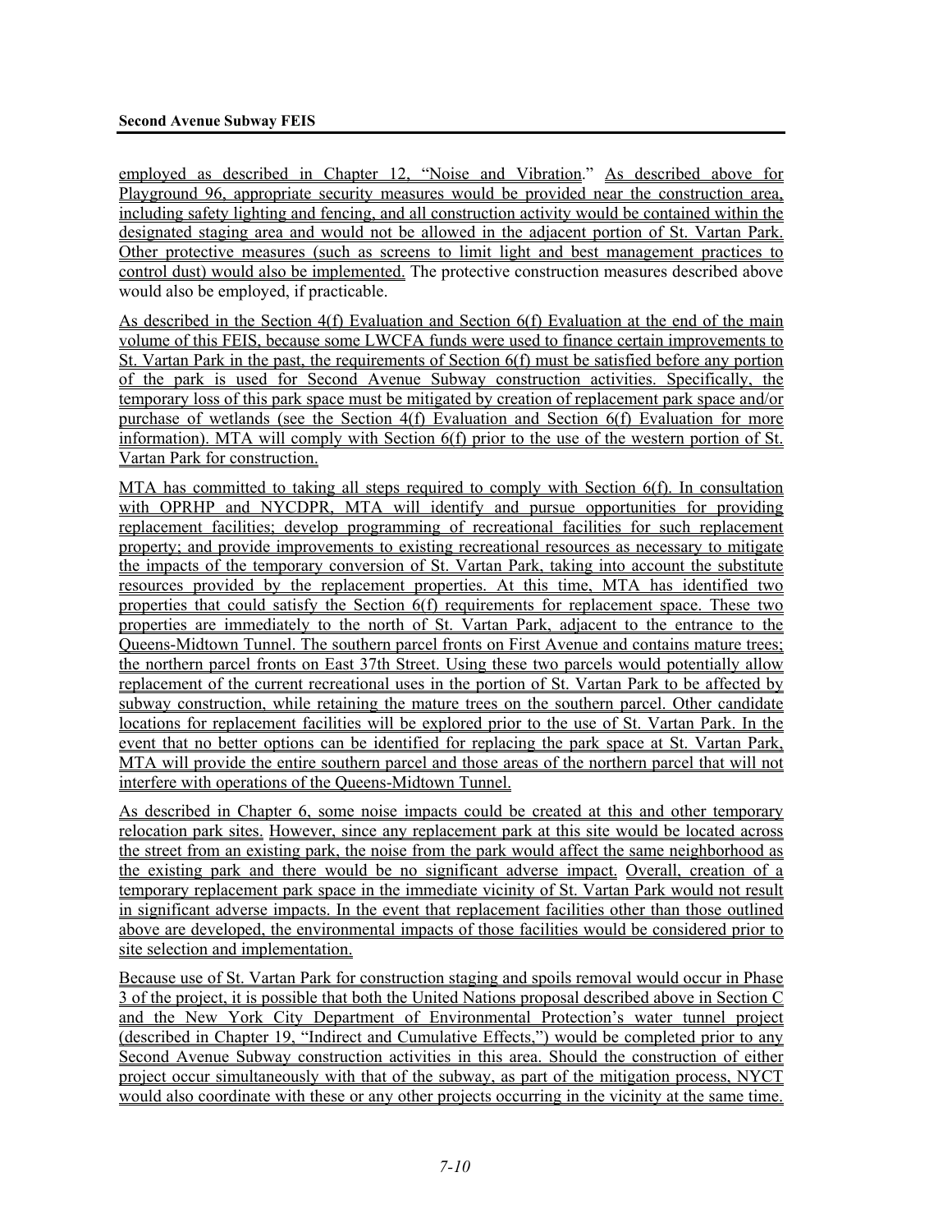employed as described in Chapter 12, "Noise and Vibration." As described above for Playground 96, appropriate security measures would be provided near the construction area, including safety lighting and fencing, and all construction activity would be contained within the designated staging area and would not be allowed in the adjacent portion of St. Vartan Park. Other protective measures (such as screens to limit light and best management practices to control dust) would also be implemented. The protective construction measures described above would also be employed, if practicable.

As described in the Section 4(f) Evaluation and Section 6(f) Evaluation at the end of the main volume of this FEIS, because some LWCFA funds were used to finance certain improvements to St. Vartan Park in the past, the requirements of Section 6(f) must be satisfied before any portion of the park is used for Second Avenue Subway construction activities. Specifically, the temporary loss of this park space must be mitigated by creation of replacement park space and/or purchase of wetlands (see the Section 4(f) Evaluation and Section 6(f) Evaluation for more information). MTA will comply with Section 6(f) prior to the use of the western portion of St. Vartan Park for construction.

MTA has committed to taking all steps required to comply with Section 6(f). In consultation with OPRHP and NYCDPR, MTA will identify and pursue opportunities for providing replacement facilities; develop programming of recreational facilities for such replacement property; and provide improvements to existing recreational resources as necessary to mitigate the impacts of the temporary conversion of St. Vartan Park, taking into account the substitute resources provided by the replacement properties. At this time, MTA has identified two properties that could satisfy the Section 6(f) requirements for replacement space. These two properties are immediately to the north of St. Vartan Park, adjacent to the entrance to the Queens-Midtown Tunnel. The southern parcel fronts on First Avenue and contains mature trees; the northern parcel fronts on East 37th Street. Using these two parcels would potentially allow replacement of the current recreational uses in the portion of St. Vartan Park to be affected by subway construction, while retaining the mature trees on the southern parcel. Other candidate locations for replacement facilities will be explored prior to the use of St. Vartan Park. In the event that no better options can be identified for replacing the park space at St. Vartan Park, MTA will provide the entire southern parcel and those areas of the northern parcel that will not interfere with operations of the Queens-Midtown Tunnel.

As described in Chapter 6, some noise impacts could be created at this and other temporary relocation park sites. However, since any replacement park at this site would be located across the street from an existing park, the noise from the park would affect the same neighborhood as the existing park and there would be no significant adverse impact. Overall, creation of a temporary replacement park space in the immediate vicinity of St. Vartan Park would not result in significant adverse impacts. In the event that replacement facilities other than those outlined above are developed, the environmental impacts of those facilities would be considered prior to site selection and implementation.

Because use of St. Vartan Park for construction staging and spoils removal would occur in Phase 3 of the project, it is possible that both the United Nations proposal described above in Section C and the New York City Department of Environmental Protection's water tunnel project (described in Chapter 19, "Indirect and Cumulative Effects,") would be completed prior to any Second Avenue Subway construction activities in this area. Should the construction of either project occur simultaneously with that of the subway, as part of the mitigation process, NYCT would also coordinate with these or any other projects occurring in the vicinity at the same time.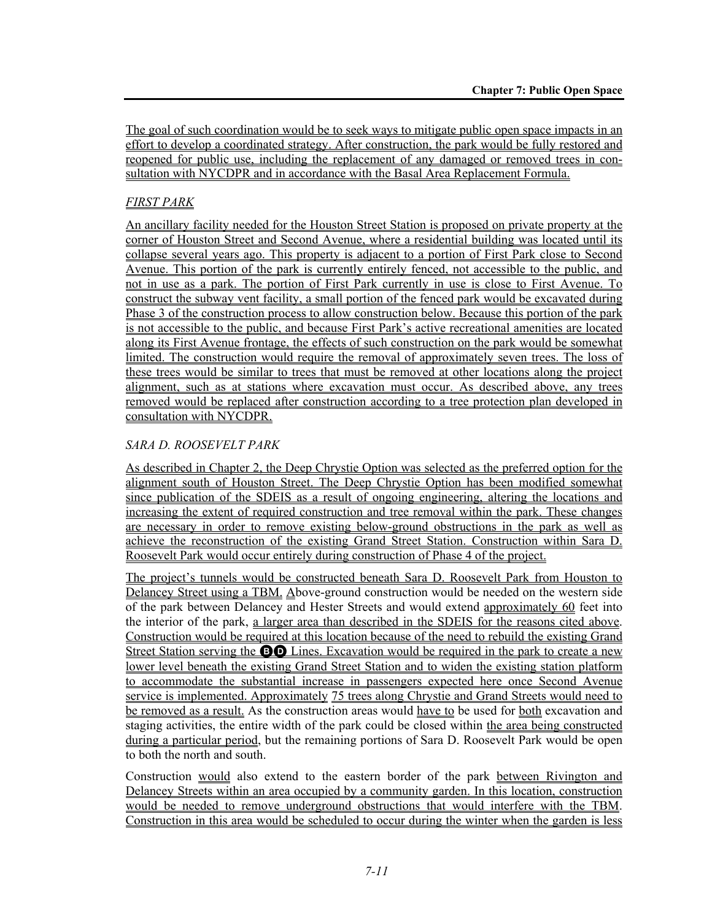The goal of such coordination would be to seek ways to mitigate public open space impacts in an effort to develop a coordinated strategy. After construction, the park would be fully restored and reopened for public use, including the replacement of any damaged or removed trees in consultation with NYCDPR and in accordance with the Basal Area Replacement Formula.

### *FIRST PARK*

An ancillary facility needed for the Houston Street Station is proposed on private property at the corner of Houston Street and Second Avenue, where a residential building was located until its collapse several years ago. This property is adjacent to a portion of First Park close to Second Avenue. This portion of the park is currently entirely fenced, not accessible to the public, and not in use as a park. The portion of First Park currently in use is close to First Avenue. To construct the subway vent facility, a small portion of the fenced park would be excavated during Phase 3 of the construction process to allow construction below. Because this portion of the park is not accessible to the public, and because First Park's active recreational amenities are located along its First Avenue frontage, the effects of such construction on the park would be somewhat limited. The construction would require the removal of approximately seven trees. The loss of these trees would be similar to trees that must be removed at other locations along the project alignment, such as at stations where excavation must occur. As described above, any trees removed would be replaced after construction according to a tree protection plan developed in consultation with NYCDPR.

### *SARA D. ROOSEVELT PARK*

As described in Chapter 2, the Deep Chrystie Option was selected as the preferred option for the alignment south of Houston Street. The Deep Chrystie Option has been modified somewhat since publication of the SDEIS as a result of ongoing engineering, altering the locations and increasing the extent of required construction and tree removal within the park. These changes are necessary in order to remove existing below-ground obstructions in the park as well as achieve the reconstruction of the existing Grand Street Station. Construction within Sara D. Roosevelt Park would occur entirely during construction of Phase 4 of the project.

The project's tunnels would be constructed beneath Sara D. Roosevelt Park from Houston to Delancey Street using a TBM. Above-ground construction would be needed on the western side of the park between Delancey and Hester Streets and would extend approximately 60 feet into the interior of the park, a larger area than described in the SDEIS for the reasons cited above. Construction would be required at this location because of the need to rebuild the existing Grand Street Station serving the B D Lines. Excavation would be required in the park to create a new lower level beneath the existing Grand Street Station and to widen the existing station platform to accommodate the substantial increase in passengers expected here once Second Avenue service is implemented. Approximately 75 trees along Chrystie and Grand Streets would need to be removed as a result. As the construction areas would have to be used for both excavation and staging activities, the entire width of the park could be closed within the area being constructed during a particular period, but the remaining portions of Sara D. Roosevelt Park would be open to both the north and south.

Construction would also extend to the eastern border of the park between Rivington and Delancey Streets within an area occupied by a community garden. In this location, construction would be needed to remove underground obstructions that would interfere with the TBM. Construction in this area would be scheduled to occur during the winter when the garden is less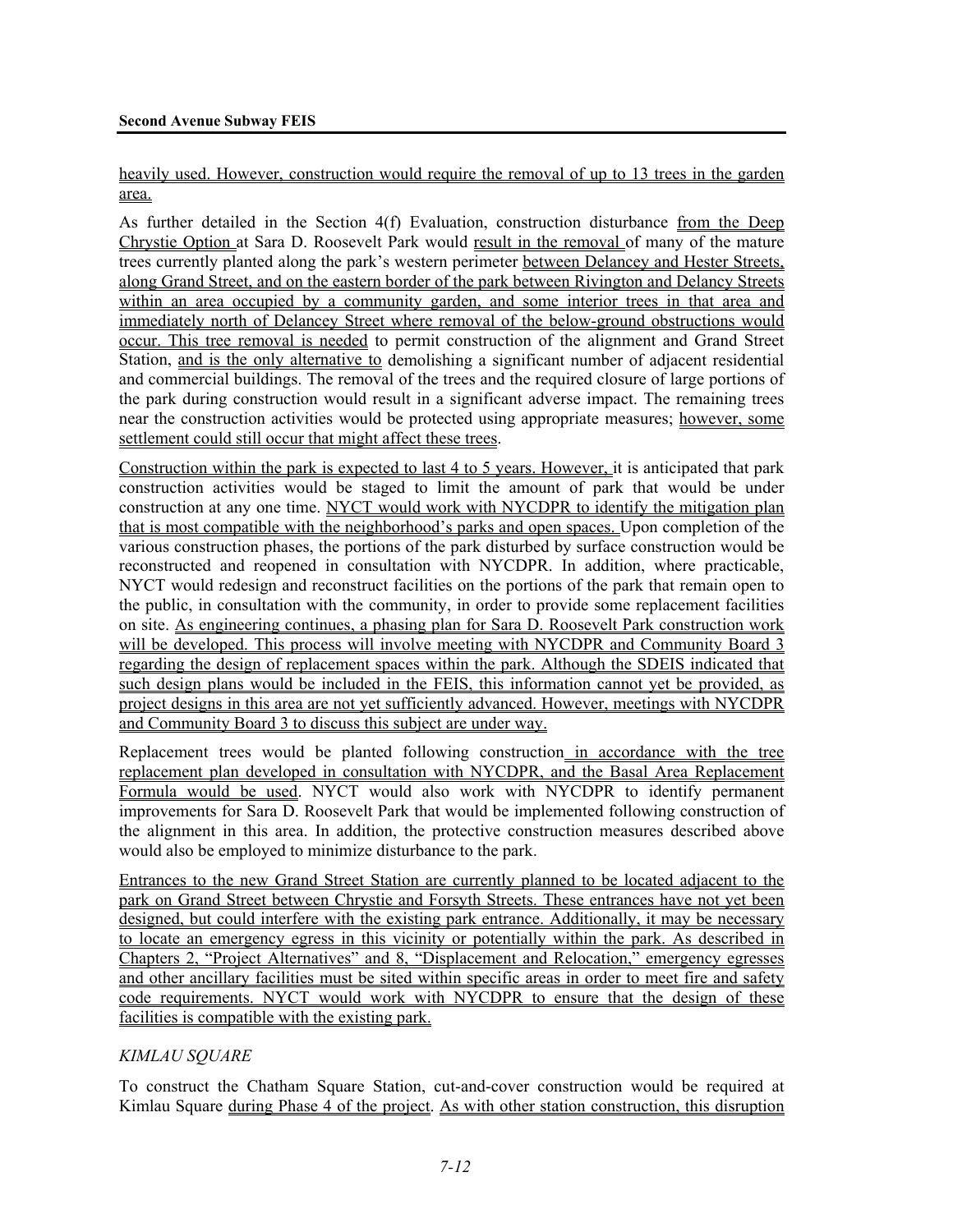heavily used. However, construction would require the removal of up to 13 trees in the garden area.

As further detailed in the Section 4(f) Evaluation, construction disturbance from the Deep Chrystie Option at Sara D. Roosevelt Park would result in the removal of many of the mature trees currently planted along the park's western perimeter between Delancey and Hester Streets, along Grand Street, and on the eastern border of the park between Rivington and Delancy Streets within an area occupied by a community garden, and some interior trees in that area and immediately north of Delancey Street where removal of the below-ground obstructions would occur. This tree removal is needed to permit construction of the alignment and Grand Street Station, and is the only alternative to demolishing a significant number of adjacent residential and commercial buildings. The removal of the trees and the required closure of large portions of the park during construction would result in a significant adverse impact. The remaining trees near the construction activities would be protected using appropriate measures; however, some settlement could still occur that might affect these trees.

Construction within the park is expected to last 4 to 5 years. However, it is anticipated that park construction activities would be staged to limit the amount of park that would be under construction at any one time. NYCT would work with NYCDPR to identify the mitigation plan that is most compatible with the neighborhood's parks and open spaces. Upon completion of the various construction phases, the portions of the park disturbed by surface construction would be reconstructed and reopened in consultation with NYCDPR. In addition, where practicable, NYCT would redesign and reconstruct facilities on the portions of the park that remain open to the public, in consultation with the community, in order to provide some replacement facilities on site. As engineering continues, a phasing plan for Sara D. Roosevelt Park construction work will be developed. This process will involve meeting with NYCDPR and Community Board 3 regarding the design of replacement spaces within the park. Although the SDEIS indicated that such design plans would be included in the FEIS, this information cannot yet be provided, as project designs in this area are not yet sufficiently advanced. However, meetings with NYCDPR and Community Board 3 to discuss this subject are under way.

Replacement trees would be planted following construction in accordance with the tree replacement plan developed in consultation with NYCDPR, and the Basal Area Replacement Formula would be used. NYCT would also work with NYCDPR to identify permanent improvements for Sara D. Roosevelt Park that would be implemented following construction of the alignment in this area. In addition, the protective construction measures described above would also be employed to minimize disturbance to the park.

Entrances to the new Grand Street Station are currently planned to be located adjacent to the park on Grand Street between Chrystie and Forsyth Streets. These entrances have not yet been designed, but could interfere with the existing park entrance. Additionally, it may be necessary to locate an emergency egress in this vicinity or potentially within the park. As described in Chapters 2, "Project Alternatives" and 8, "Displacement and Relocation," emergency egresses and other ancillary facilities must be sited within specific areas in order to meet fire and safety code requirements. NYCT would work with NYCDPR to ensure that the design of these facilities is compatible with the existing park.

*KIMLAU SQUARE*

To construct the Chatham Square Station, cut-and-cover construction would be required at Kimlau Square during Phase 4 of the project. As with other station construction, this disruption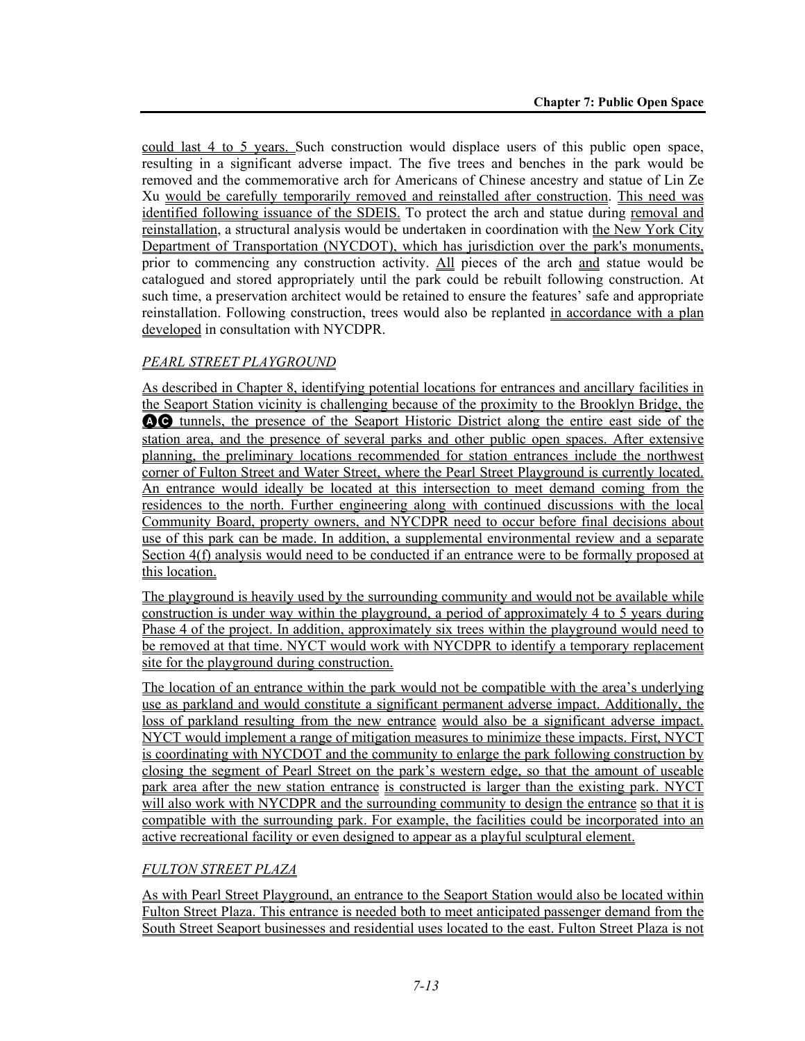could last 4 to 5 years. Such construction would displace users of this public open space, resulting in a significant adverse impact. The five trees and benches in the park would be removed and the commemorative arch for Americans of Chinese ancestry and statue of Lin Ze Xu would be carefully temporarily removed and reinstalled after construction. This need was identified following issuance of the SDEIS. To protect the arch and statue during removal and reinstallation, a structural analysis would be undertaken in coordination with the New York City Department of Transportation (NYCDOT), which has jurisdiction over the park's monuments, prior to commencing any construction activity. All pieces of the arch and statue would be catalogued and stored appropriately until the park could be rebuilt following construction. At such time, a preservation architect would be retained to ensure the features' safe and appropriate reinstallation. Following construction, trees would also be replanted in accordance with a plan developed in consultation with NYCDPR.

*PEARL STREET PLAYGROUND*

As described in Chapter 8, identifying potential locations for entrances and ancillary facilities in the Seaport Station vicinity is challenging because of the proximity to the Brooklyn Bridge, the A C tunnels, the presence of the Seaport Historic District along the entire east side of the station area, and the presence of several parks and other public open spaces. After extensive planning, the preliminary locations recommended for station entrances include the northwest corner of Fulton Street and Water Street, where the Pearl Street Playground is currently located. An entrance would ideally be located at this intersection to meet demand coming from the residences to the north. Further engineering along with continued discussions with the local Community Board, property owners, and NYCDPR need to occur before final decisions about use of this park can be made. In addition, a supplemental environmental review and a separate Section 4(f) analysis would need to be conducted if an entrance were to be formally proposed at this location.

The playground is heavily used by the surrounding community and would not be available while construction is under way within the playground, a period of approximately 4 to 5 years during Phase 4 of the project. In addition, approximately six trees within the playground would need to be removed at that time. NYCT would work with NYCDPR to identify a temporary replacement site for the playground during construction.

The location of an entrance within the park would not be compatible with the area's underlying use as parkland and would constitute a significant permanent adverse impact. Additionally, the loss of parkland resulting from the new entrance would also be a significant adverse impact. NYCT would implement a range of mitigation measures to minimize these impacts. First, NYCT is coordinating with NYCDOT and the community to enlarge the park following construction by closing the segment of Pearl Street on the park's western edge, so that the amount of useable park area after the new station entrance is constructed is larger than the existing park. NYCT will also work with NYCDPR and the surrounding community to design the entrance so that it is compatible with the surrounding park. For example, the facilities could be incorporated into an active recreational facility or even designed to appear as a playful sculptural element.

*FULTON STREET PLAZA*

As with Pearl Street Playground, an entrance to the Seaport Station would also be located within Fulton Street Plaza. This entrance is needed both to meet anticipated passenger demand from the South Street Seaport businesses and residential uses located to the east. Fulton Street Plaza is not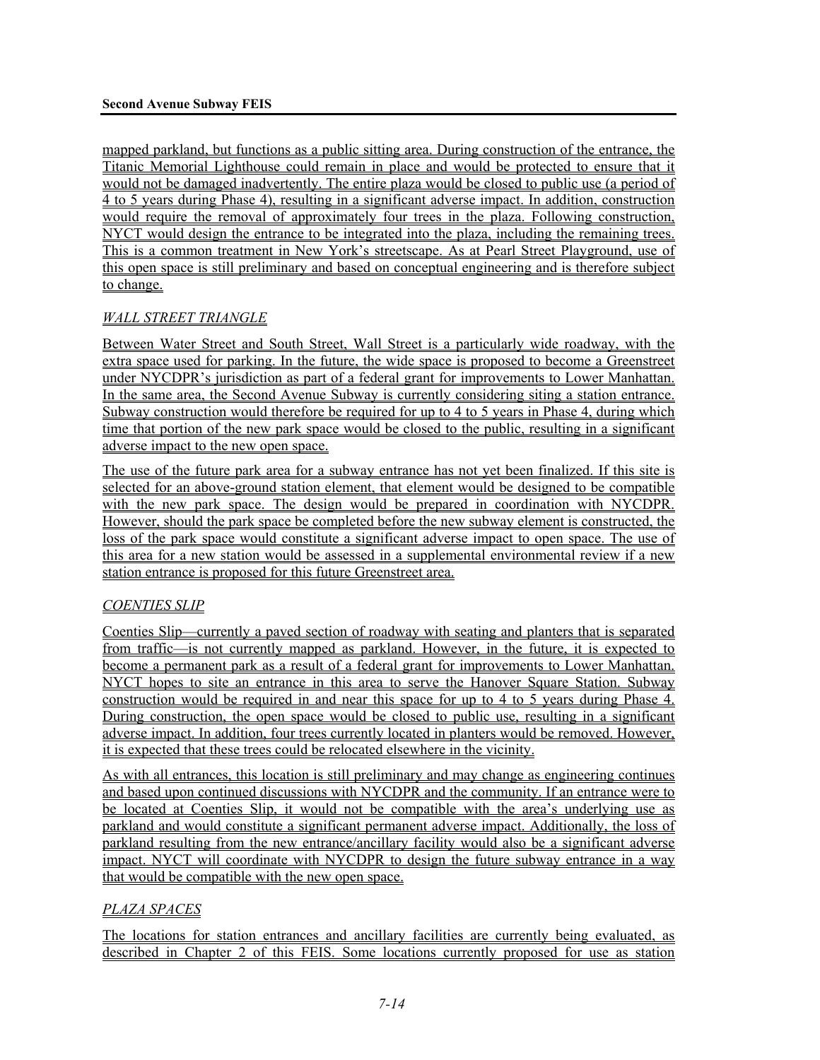mapped parkland, but functions as a public sitting area. During construction of the entrance, the Titanic Memorial Lighthouse could remain in place and would be protected to ensure that it would not be damaged inadvertently. The entire plaza would be closed to public use (a period of 4 to 5 years during Phase 4), resulting in a significant adverse impact. In addition, construction would require the removal of approximately four trees in the plaza. Following construction, NYCT would design the entrance to be integrated into the plaza, including the remaining trees. This is a common treatment in New York's streetscape. As at Pearl Street Playground, use of this open space is still preliminary and based on conceptual engineering and is therefore subject to change.

*WALL STREET TRIANGLE*

Between Water Street and South Street, Wall Street is a particularly wide roadway, with the extra space used for parking. In the future, the wide space is proposed to become a Greenstreet under NYCDPR's jurisdiction as part of a federal grant for improvements to Lower Manhattan. In the same area, the Second Avenue Subway is currently considering siting a station entrance. Subway construction would therefore be required for up to 4 to 5 years in Phase 4, during which time that portion of the new park space would be closed to the public, resulting in a significant adverse impact to the new open space.

The use of the future park area for a subway entrance has not yet been finalized. If this site is selected for an above-ground station element, that element would be designed to be compatible with the new park space. The design would be prepared in coordination with NYCDPR. However, should the park space be completed before the new subway element is constructed, the loss of the park space would constitute a significant adverse impact to open space. The use of this area for a new station would be assessed in a supplemental environmental review if a new station entrance is proposed for this future Greenstreet area.

*COENTIES SLIP*

Coenties Slip—currently a paved section of roadway with seating and planters that is separated from traffic—is not currently mapped as parkland. However, in the future, it is expected to become a permanent park as a result of a federal grant for improvements to Lower Manhattan. NYCT hopes to site an entrance in this area to serve the Hanover Square Station. Subway construction would be required in and near this space for up to 4 to 5 years during Phase 4. During construction, the open space would be closed to public use, resulting in a significant adverse impact. In addition, four trees currently located in planters would be removed. However, it is expected that these trees could be relocated elsewhere in the vicinity.

As with all entrances, this location is still preliminary and may change as engineering continues and based upon continued discussions with NYCDPR and the community. If an entrance were to be located at Coenties Slip, it would not be compatible with the area's underlying use as parkland and would constitute a significant permanent adverse impact. Additionally, the loss of parkland resulting from the new entrance/ancillary facility would also be a significant adverse impact. NYCT will coordinate with NYCDPR to design the future subway entrance in a way that would be compatible with the new open space.

*PLAZA SPACES*

The locations for station entrances and ancillary facilities are currently being evaluated, as described in Chapter 2 of this FEIS. Some locations currently proposed for use as station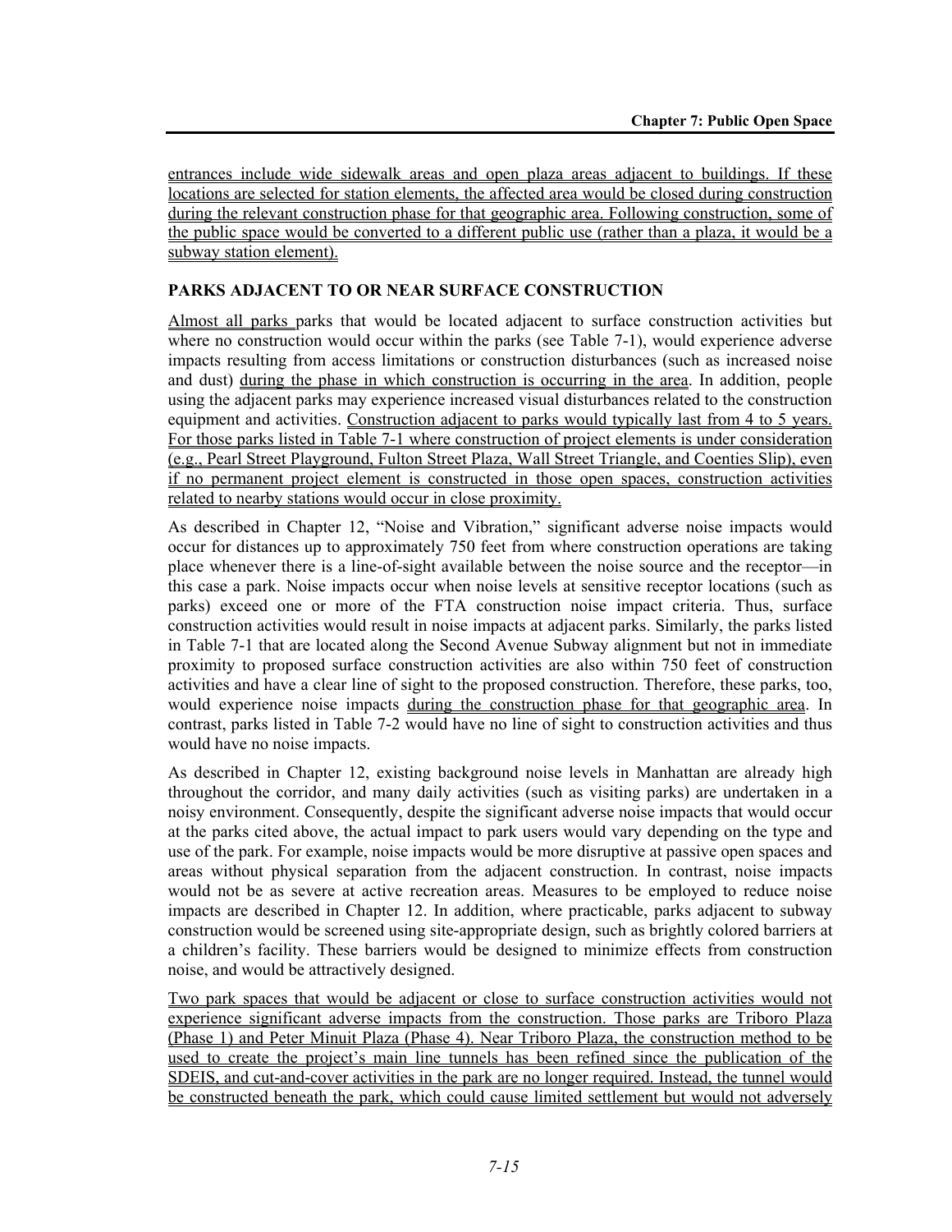entrances include wide sidewalk areas and open plaza areas adjacent to buildings. If these locations are selected for station elements, the affected area would be closed during construction during the relevant construction phase for that geographic area. Following construction, some of the public space would be converted to a different public use (rather than a plaza, it would be a subway station element).

### PARKS ADJACENT TO OR NEAR SURFACE CONSTRUCTION

Almost all parks parks that would be located adjacent to surface construction activities but where no construction would occur within the parks (see Table 7-1), would experience adverse impacts resulting from access limitations or construction disturbances (such as increased noise and dust) during the phase in which construction is occurring in the area. In addition, people using the adjacent parks may experience increased visual disturbances related to the construction equipment and activities. Construction adjacent to parks would typically last from 4 to 5 years. For those parks listed in Table 7-1 where construction of project elements is under consideration (e.g., Pearl Street Playground, Fulton Street Plaza, Wall Street Triangle, and Coenties Slip), even if no permanent project element is constructed in those open spaces, construction activities related to nearby stations would occur in close proximity.

As described in Chapter 12, "Noise and Vibration," significant adverse noise impacts would occur for distances up to approximately 750 feet from where construction operations are taking place whenever there is a line-of-sight available between the noise source and the receptor—in this case a park. Noise impacts occur when noise levels at sensitive receptor locations (such as parks) exceed one or more of the FTA construction noise impact criteria. Thus, surface construction activities would result in noise impacts at adjacent parks. Similarly, the parks listed in Table 7-1 that are located along the Second Avenue Subway alignment but not in immediate proximity to proposed surface construction activities are also within 750 feet of construction activities and have a clear line of sight to the proposed construction. Therefore, these parks, too, would experience noise impacts during the construction phase for that geographic area. In contrast, parks listed in Table 7-2 would have no line of sight to construction activities and thus would have no noise impacts.

As described in Chapter 12, existing background noise levels in Manhattan are already high throughout the corridor, and many daily activities (such as visiting parks) are undertaken in a noisy environment. Consequently, despite the significant adverse noise impacts that would occur at the parks cited above, the actual impact to park users would vary depending on the type and use of the park. For example, noise impacts would be more disruptive at passive open spaces and areas without physical separation from the adjacent construction. In contrast, noise impacts would not be as severe at active recreation areas. Measures to be employed to reduce noise impacts are described in Chapter 12. In addition, where practicable, parks adjacent to subway construction would be screened using site-appropriate design, such as brightly colored barriers at a children's facility. These barriers would be designed to minimize effects from construction noise, and would be attractively designed.

Two park spaces that would be adjacent or close to surface construction activities would not experience significant adverse impacts from the construction. Those parks are Triboro Plaza (Phase 1) and Peter Minuit Plaza (Phase 4). Near Triboro Plaza, the construction method to be used to create the project's main line tunnels has been refined since the publication of the SDEIS, and cut-and-cover activities in the park are no longer required. Instead, the tunnel would be constructed beneath the park, which could cause limited settlement but would not adversely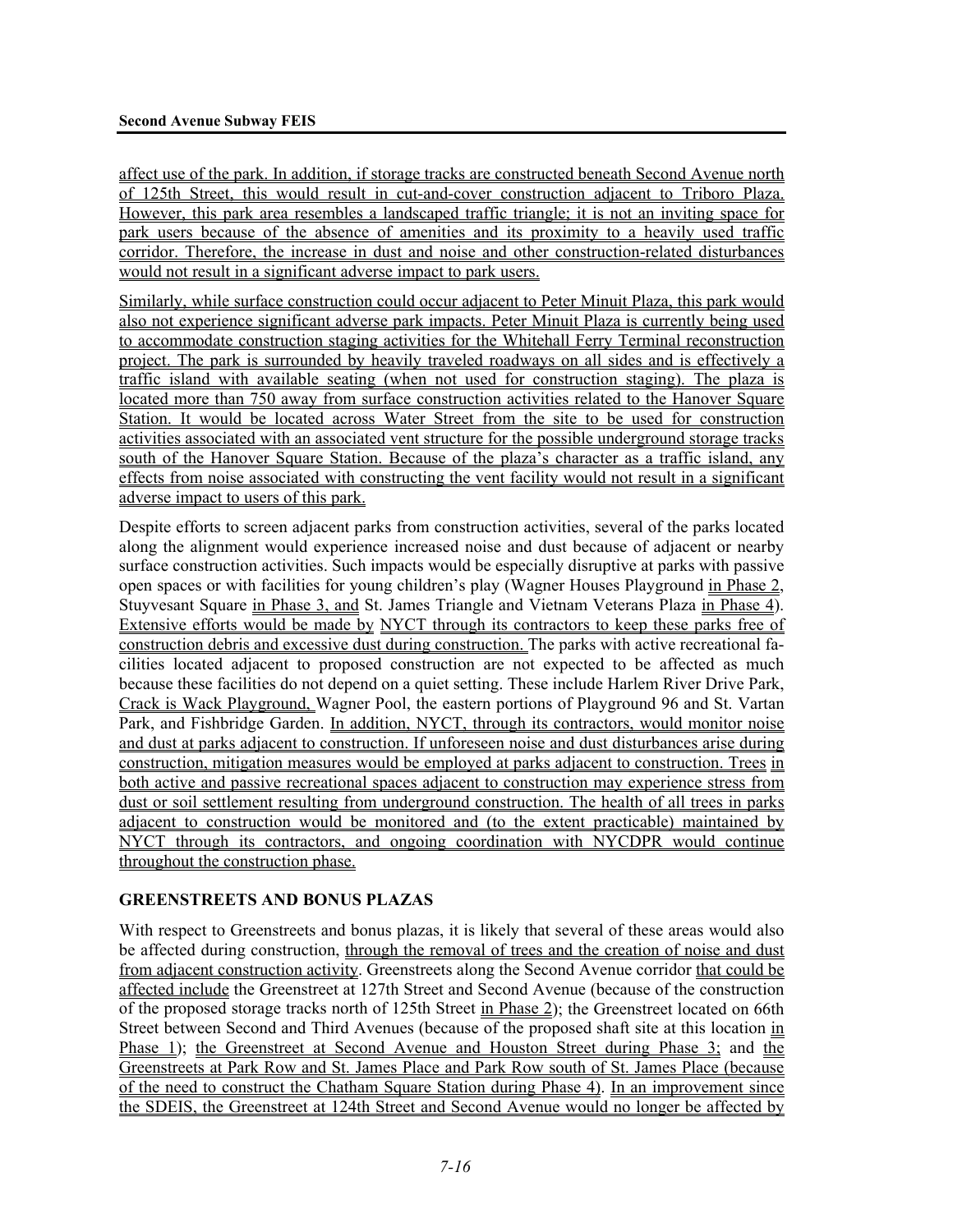affect use of the park. In addition, if storage tracks are constructed beneath Second Avenue north of 125th Street, this would result in cut-and-cover construction adjacent to Triboro Plaza. However, this park area resembles a landscaped traffic triangle; it is not an inviting space for park users because of the absence of amenities and its proximity to a heavily used traffic corridor. Therefore, the increase in dust and noise and other construction-related disturbances would not result in a significant adverse impact to park users.

Similarly, while surface construction could occur adjacent to Peter Minuit Plaza, this park would also not experience significant adverse park impacts. Peter Minuit Plaza is currently being used to accommodate construction staging activities for the Whitehall Ferry Terminal reconstruction project. The park is surrounded by heavily traveled roadways on all sides and is effectively a traffic island with available seating (when not used for construction staging). The plaza is located more than 750 away from surface construction activities related to the Hanover Square Station. It would be located across Water Street from the site to be used for construction activities associated with an associated vent structure for the possible underground storage tracks south of the Hanover Square Station. Because of the plaza's character as a traffic island, any effects from noise associated with constructing the vent facility would not result in a significant adverse impact to users of this park.

Despite efforts to screen adjacent parks from construction activities, several of the parks located along the alignment would experience increased noise and dust because of adjacent or nearby surface construction activities. Such impacts would be especially disruptive at parks with passive open spaces or with facilities for young children's play (Wagner Houses Playground in Phase 2, Stuyvesant Square in Phase 3, and St. James Triangle and Vietnam Veterans Plaza in Phase 4). Extensive efforts would be made by NYCT through its contractors to keep these parks free of construction debris and excessive dust during construction. The parks with active recreational facilities located adjacent to proposed construction are not expected to be affected as much because these facilities do not depend on a quiet setting. These include Harlem River Drive Park, Crack is Wack Playground, Wagner Pool, the eastern portions of Playground 96 and St. Vartan Park, and Fishbridge Garden. In addition, NYCT, through its contractors, would monitor noise and dust at parks adjacent to construction. If unforeseen noise and dust disturbances arise during construction, mitigation measures would be employed at parks adjacent to construction. Trees in both active and passive recreational spaces adjacent to construction may experience stress from dust or soil settlement resulting from underground construction. The health of all trees in parks adjacent to construction would be monitored and (to the extent practicable) maintained by NYCT through its contractors, and ongoing coordination with NYCDPR would continue throughout the construction phase.

## GREENSTREETS AND BONUS PLAZAS

With respect to Greenstreets and bonus plazas, it is likely that several of these areas would also be affected during construction, through the removal of trees and the creation of noise and dust from adjacent construction activity. Greenstreets along the Second Avenue corridor that could be affected include the Greenstreet at 127th Street and Second Avenue (because of the construction of the proposed storage tracks north of 125th Street in Phase 2); the Greenstreet located on 66th Street between Second and Third Avenues (because of the proposed shaft site at this location in Phase 1); the Greenstreet at Second Avenue and Houston Street during Phase 3; and the Greenstreets at Park Row and St. James Place and Park Row south of St. James Place (because of the need to construct the Chatham Square Station during Phase 4). In an improvement since the SDEIS, the Greenstreet at 124th Street and Second Avenue would no longer be affected by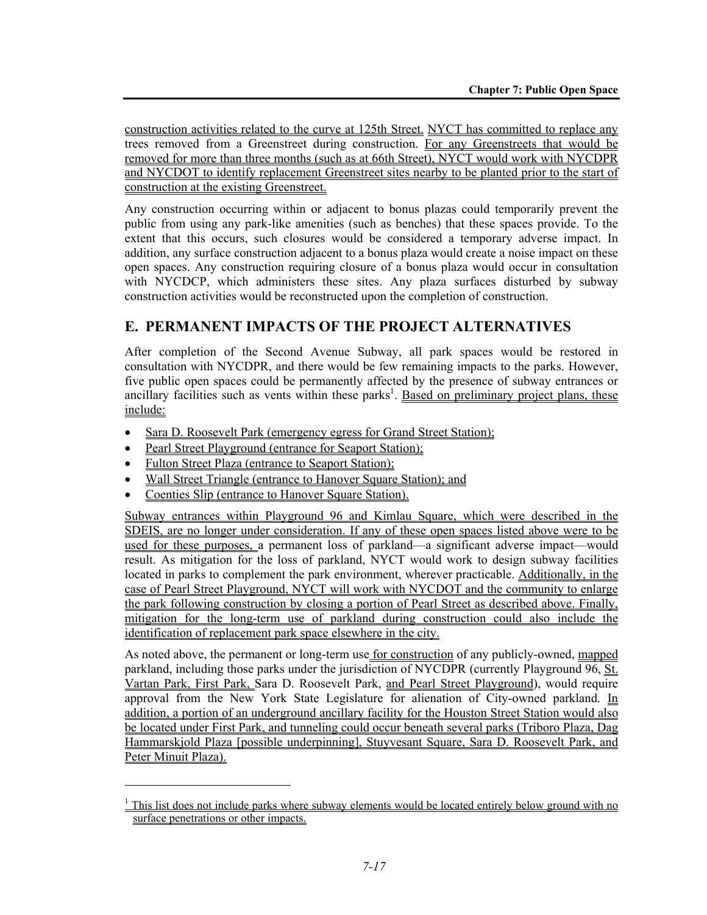construction activities related to the curve at 125th Street. NYCT has committed to replace any trees removed from a Greenstreet during construction. For any Greenstreets that would be removed for more than three months (such as at 66th Street), NYCT would work with NYCDPR and NYCDOT to identify replacement Greenstreet sites nearby to be planted prior to the start of construction at the existing Greenstreet.

Any construction occurring within or adjacent to bonus plazas could temporarily prevent the public from using any park-like amenities (such as benches) that these spaces provide. To the extent that this occurs, such closures would be considered a temporary adverse impact. In addition, any surface construction adjacent to a bonus plaza would create a noise impact on these open spaces. Any construction requiring closure of a bonus plaza would occur in consultation with NYCDCP, which administers these sites. Any plaza surfaces disturbed by subway construction activities would be reconstructed upon the completion of construction.

## E. PERMANENT IMPACTS OF THE PROJECT ALTERNATIVES

After completion of the Second Avenue Subway, all park spaces would be restored in consultation with NYCDPR, and there would be few remaining impacts to the parks. However, five public open spaces could be permanently affected by the presence of subway entrances or ancillary facilities such as vents within these parks[1]. Based on preliminary project plans, these include:

- Sara D. Roosevelt Park (emergency egress for Grand Street Station);
- Pearl Street Playground (entrance for Seaport Station);
- Fulton Street Plaza (entrance to Seaport Station);
- Wall Street Triangle (entrance to Hanover Square Station); and
- Coenties Slip (entrance to Hanover Square Station).

Subway entrances within Playground 96 and Kimlau Square, which were described in the SDEIS, are no longer under consideration. If any of these open spaces listed above were to be used for these purposes, a permanent loss of parkland—a significant adverse impact—would result. As mitigation for the loss of parkland, NYCT would work to design subway facilities located in parks to complement the park environment, wherever practicable. Additionally, in the case of Pearl Street Playground, NYCT will work with NYCDOT and the community to enlarge the park following construction by closing a portion of Pearl Street as described above. Finally, mitigation for the long-term use of parkland during construction could also include the identification of replacement park space elsewhere in the city.

As noted above, the permanent or long-term use for construction of any publicly-owned, mapped parkland, including those parks under the jurisdiction of NYCDPR (currently Playground 96, St. Vartan Park, First Park, Sara D. Roosevelt Park, and Pearl Street Playground), would require approval from the New York State Legislature for alienation of City-owned parkland. In addition, a portion of an underground ancillary facility for the Houston Street Station would also be located under First Park, and tunneling could occur beneath several parks (Triboro Plaza, Dag Hammarskjold Plaza [possible underpinning], Stuyvesant Square, Sara D. Roosevelt Park, and Peter Minuit Plaza).

---

[1] This list does not include parks where subway elements would be located entirely below ground with no surface penetrations or other impacts.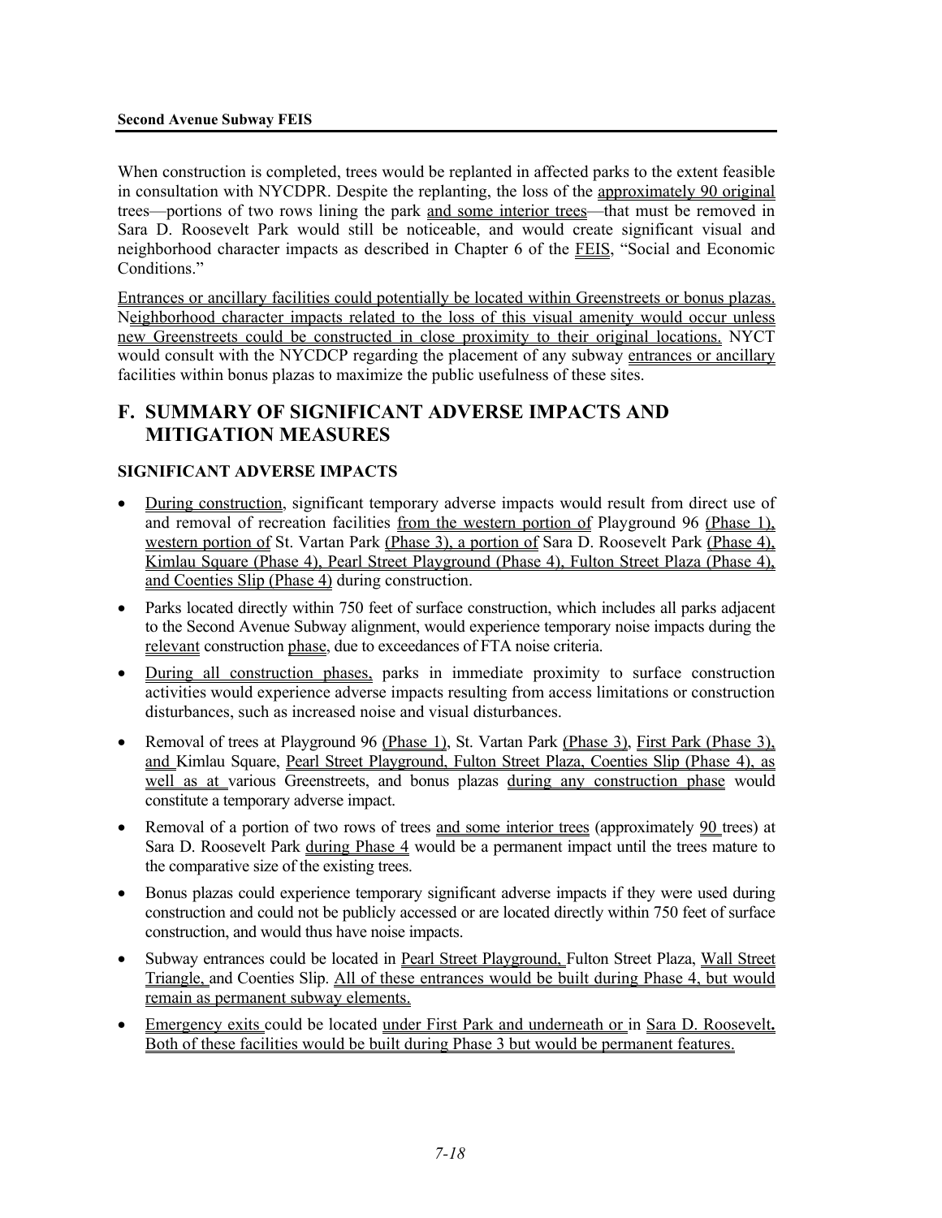When construction is completed, trees would be replanted in affected parks to the extent feasible in consultation with NYCDPR. Despite the replanting, the loss of the approximately 90 original trees—portions of two rows lining the park and some interior trees—that must be removed in Sara D. Roosevelt Park would still be noticeable, and would create significant visual and neighborhood character impacts as described in Chapter 6 of the FEIS, "Social and Economic Conditions."

Entrances or ancillary facilities could potentially be located within Greenstreets or bonus plazas. Neighborhood character impacts related to the loss of this visual amenity would occur unless new Greenstreets could be constructed in close proximity to their original locations. NYCT would consult with the NYCDCP regarding the placement of any subway entrances or ancillary facilities within bonus plazas to maximize the public usefulness of these sites.

## F. SUMMARY OF SIGNIFICANT ADVERSE IMPACTS AND MITIGATION MEASURES

### SIGNIFICANT ADVERSE IMPACTS

- During construction, significant temporary adverse impacts would result from direct use of and removal of recreation facilities from the western portion of Playground 96 (Phase 1), western portion of St. Vartan Park (Phase 3), a portion of Sara D. Roosevelt Park (Phase 4), Kimlau Square (Phase 4), Pearl Street Playground (Phase 4), Fulton Street Plaza (Phase 4), and Coenties Slip (Phase 4) during construction.
- Parks located directly within 750 feet of surface construction, which includes all parks adjacent to the Second Avenue Subway alignment, would experience temporary noise impacts during the relevant construction phase, due to exceedances of FTA noise criteria.
- During all construction phases, parks in immediate proximity to surface construction activities would experience adverse impacts resulting from access limitations or construction disturbances, such as increased noise and visual disturbances.
- Removal of trees at Playground 96 (Phase 1), St. Vartan Park (Phase 3), First Park (Phase 3), and Kimlau Square, Pearl Street Playground, Fulton Street Plaza, Coenties Slip (Phase 4), as well as at various Greenstreets, and bonus plazas during any construction phase would constitute a temporary adverse impact.
- Removal of a portion of two rows of trees and some interior trees (approximately 90 trees) at Sara D. Roosevelt Park during Phase 4 would be a permanent impact until the trees mature to the comparative size of the existing trees.
- Bonus plazas could experience temporary significant adverse impacts if they were used during construction and could not be publicly accessed or are located directly within 750 feet of surface construction, and would thus have noise impacts.
- Subway entrances could be located in Pearl Street Playground, Fulton Street Plaza, Wall Street Triangle, and Coenties Slip. All of these entrances would be built during Phase 4, but would remain as permanent subway elements.
- Emergency exits could be located under First Park and underneath or in Sara D. Roosevelt**.** Both of these facilities would be built during Phase 3 but would be permanent features.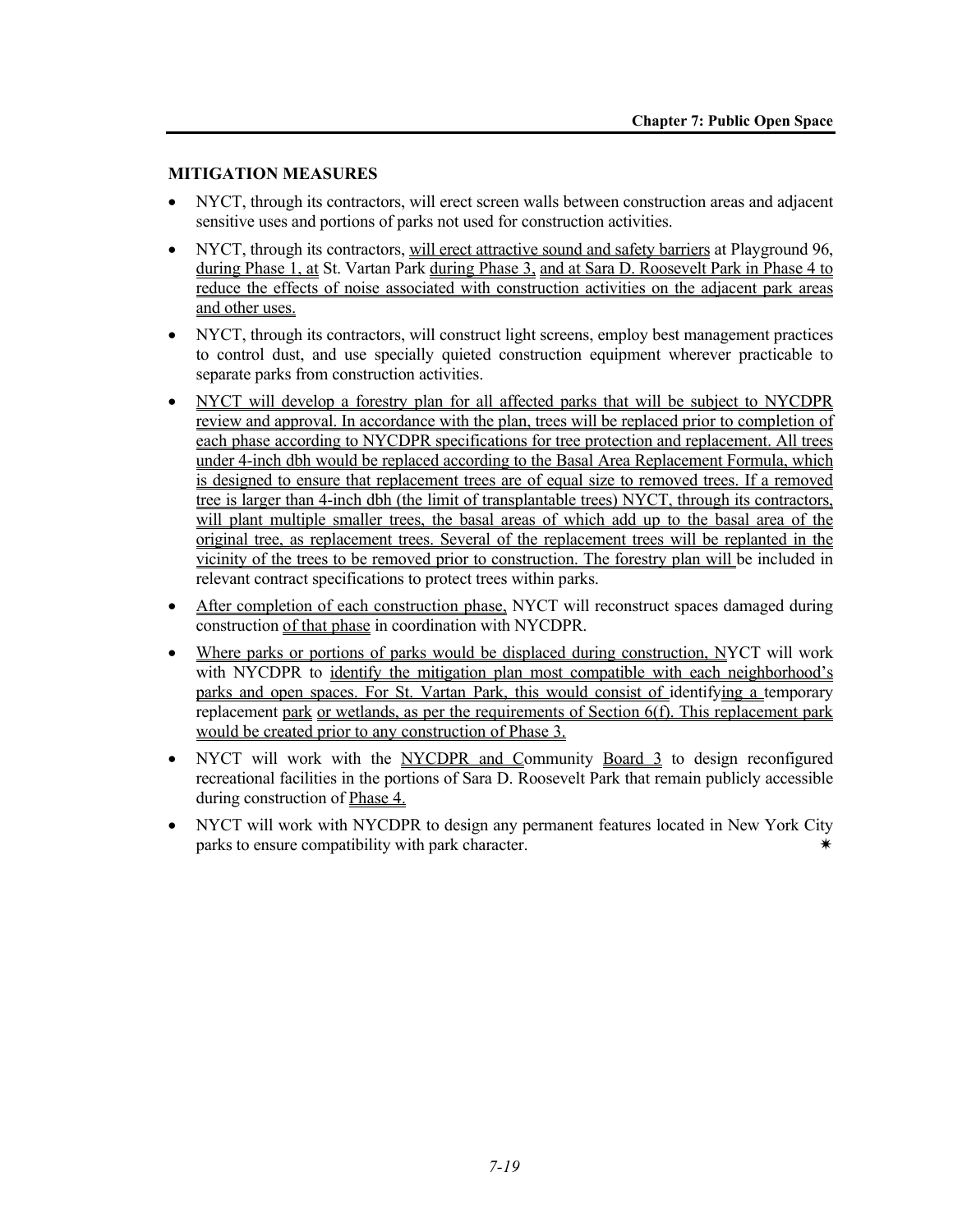## MITIGATION MEASURES

- NYCT, through its contractors, will erect screen walls between construction areas and adjacent sensitive uses and portions of parks not used for construction activities.
- NYCT, through its contractors, will erect attractive sound and safety barriers at Playground 96, during Phase 1, at St. Vartan Park during Phase 3, and at Sara D. Roosevelt Park in Phase 4 to reduce the effects of noise associated with construction activities on the adjacent park areas and other uses.
- NYCT, through its contractors, will construct light screens, employ best management practices to control dust, and use specially quieted construction equipment wherever practicable to separate parks from construction activities.
- NYCT will develop a forestry plan for all affected parks that will be subject to NYCDPR review and approval. In accordance with the plan, trees will be replaced prior to completion of each phase according to NYCDPR specifications for tree protection and replacement. All trees under 4-inch dbh would be replaced according to the Basal Area Replacement Formula, which is designed to ensure that replacement trees are of equal size to removed trees. If a removed tree is larger than 4-inch dbh (the limit of transplantable trees) NYCT, through its contractors, will plant multiple smaller trees, the basal areas of which add up to the basal area of the original tree, as replacement trees. Several of the replacement trees will be replanted in the vicinity of the trees to be removed prior to construction. The forestry plan will be included in relevant contract specifications to protect trees within parks.
- After completion of each construction phase, NYCT will reconstruct spaces damaged during construction of that phase in coordination with NYCDPR.
- Where parks or portions of parks would be displaced during construction, NYCT will work with NYCDPR to identify the mitigation plan most compatible with each neighborhood's parks and open spaces. For St. Vartan Park, this would consist of identifying a temporary replacement park or wetlands, as per the requirements of Section 6(f). This replacement park would be created prior to any construction of Phase 3.
- NYCT will work with the NYCDPR and Community Board 3 to design reconfigured recreational facilities in the portions of Sara D. Roosevelt Park that remain publicly accessible during construction of Phase 4.
- NYCT will work with NYCDPR to design any permanent features located in New York City parks to ensure compatibility with park character. ✷